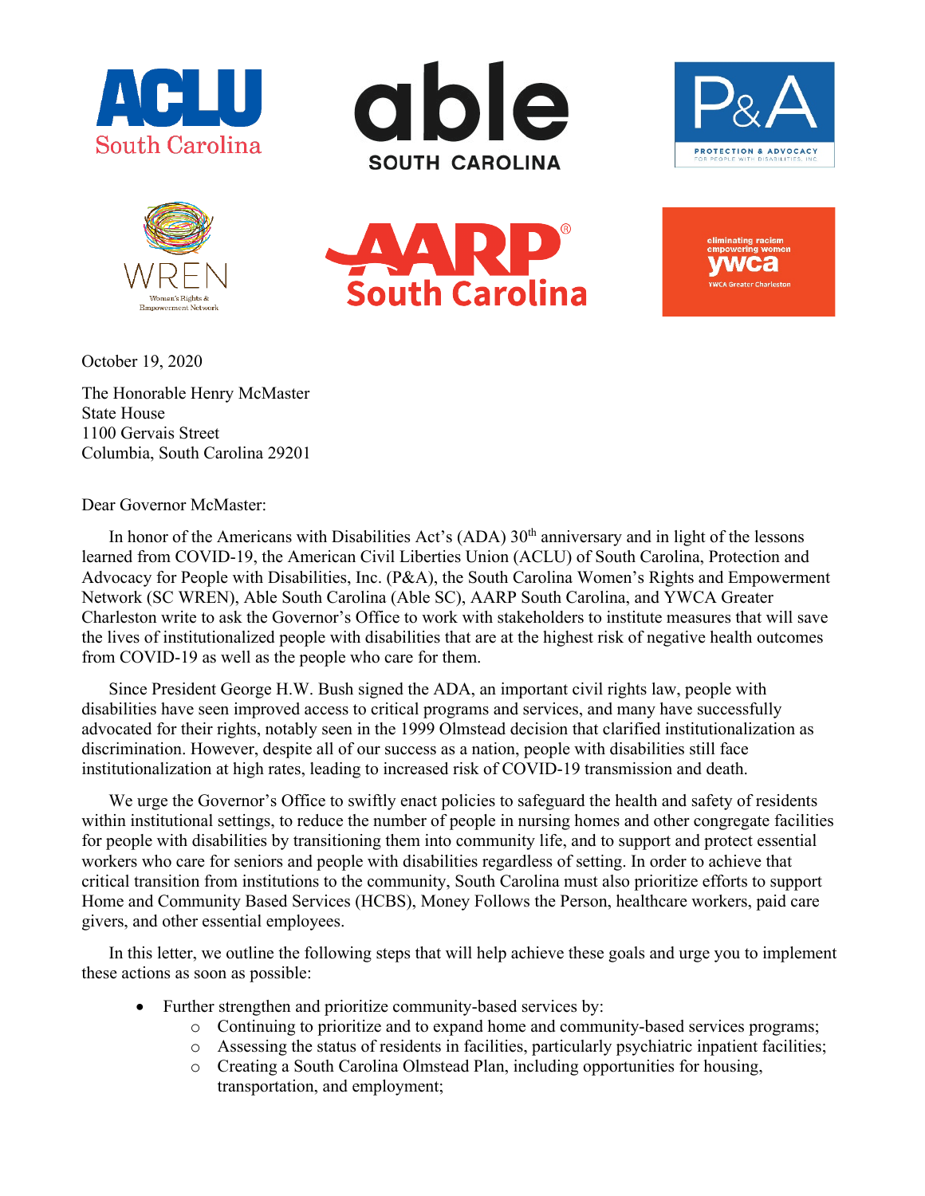October 19, 2020

The Honorable Henry McMaster
State House
1100 Gervais Street
Columbia, South Carolina 29201

Dear Governor McMaster:

In honor of the Americans with Disabilities Act's (ADA) 30th anniversary and in light of the lessons learned from COVID-19, the American Civil Liberties Union (ACLU) of South Carolina, Protection and Advocacy for People with Disabilities, Inc. (P&A), the South Carolina Women's Rights and Empowerment Network (SC WREN), Able South Carolina (Able SC), AARP South Carolina, and YWCA Greater Charleston write to ask the Governor's Office to work with stakeholders to institute measures that will save the lives of institutionalized people with disabilities that are at the highest risk of negative health outcomes from COVID-19 as well as the people who care for them.

Since President George H.W. Bush signed the ADA, an important civil rights law, people with disabilities have seen improved access to critical programs and services, and many have successfully advocated for their rights, notably seen in the 1999 Olmstead decision that clarified institutionalization as discrimination. However, despite all of our success as a nation, people with disabilities still face institutionalization at high rates, leading to increased risk of COVID-19 transmission and death.

We urge the Governor's Office to swiftly enact policies to safeguard the health and safety of residents within institutional settings, to reduce the number of people in nursing homes and other congregate facilities for people with disabilities by transitioning them into community life, and to support and protect essential workers who care for seniors and people with disabilities regardless of setting. In order to achieve that critical transition from institutions to the community, South Carolina must also prioritize efforts to support Home and Community Based Services (HCBS), Money Follows the Person, healthcare workers, paid care givers, and other essential employees.

In this letter, we outline the following steps that will help achieve these goals and urge you to implement these actions as soon as possible:

- Further strengthen and prioritize community-based services by:
  - Continuing to prioritize and to expand home and community-based services programs;
  - Assessing the status of residents in facilities, particularly psychiatric inpatient facilities;
  - Creating a South Carolina Olmstead Plan, including opportunities for housing, transportation, and employment;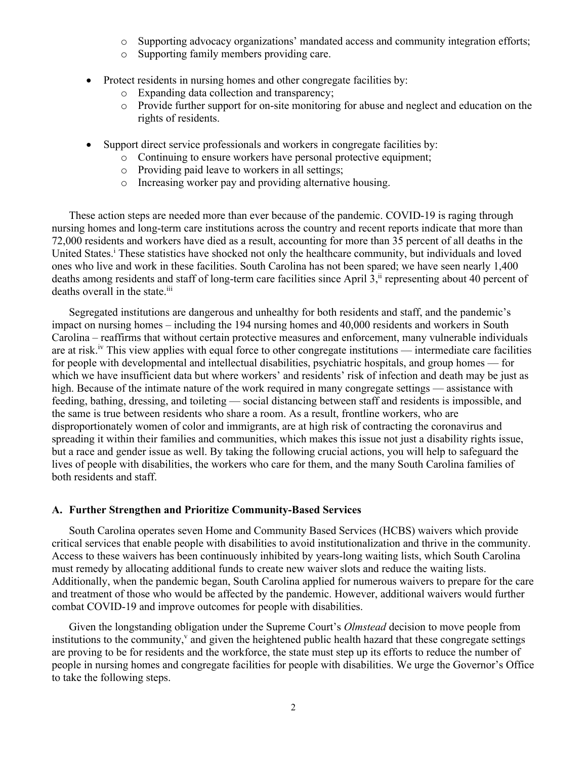- Supporting advocacy organizations' mandated access and community integration efforts;
    - Supporting family members providing care.

- Protect residents in nursing homes and other congregate facilities by:
    - Expanding data collection and transparency;
    - Provide further support for on-site monitoring for abuse and neglect and education on the rights of residents.

- Support direct service professionals and workers in congregate facilities by:
    - Continuing to ensure workers have personal protective equipment;
    - Providing paid leave to workers in all settings;
    - Increasing worker pay and providing alternative housing.

These action steps are needed more than ever because of the pandemic. COVID-19 is raging through nursing homes and long-term care institutions across the country and recent reports indicate that more than 72,000 residents and workers have died as a result, accounting for more than 35 percent of all deaths in the United States.[i] These statistics have shocked not only the healthcare community, but individuals and loved ones who live and work in these facilities. South Carolina has not been spared; we have seen nearly 1,400 deaths among residents and staff of long-term care facilities since April 3,[ii] representing about 40 percent of deaths overall in the state.[iii]

Segregated institutions are dangerous and unhealthy for both residents and staff, and the pandemic's impact on nursing homes – including the 194 nursing homes and 40,000 residents and workers in South Carolina – reaffirms that without certain protective measures and enforcement, many vulnerable individuals are at risk.[iv] This view applies with equal force to other congregate institutions — intermediate care facilities for people with developmental and intellectual disabilities, psychiatric hospitals, and group homes — for which we have insufficient data but where workers' and residents' risk of infection and death may be just as high. Because of the intimate nature of the work required in many congregate settings — assistance with feeding, bathing, dressing, and toileting — social distancing between staff and residents is impossible, and the same is true between residents who share a room. As a result, frontline workers, who are disproportionately women of color and immigrants, are at high risk of contracting the coronavirus and spreading it within their families and communities, which makes this issue not just a disability rights issue, but a race and gender issue as well. By taking the following crucial actions, you will help to safeguard the lives of people with disabilities, the workers who care for them, and the many South Carolina families of both residents and staff.

### A. Further Strengthen and Prioritize Community-Based Services

South Carolina operates seven Home and Community Based Services (HCBS) waivers which provide critical services that enable people with disabilities to avoid institutionalization and thrive in the community. Access to these waivers has been continuously inhibited by years-long waiting lists, which South Carolina must remedy by allocating additional funds to create new waiver slots and reduce the waiting lists. Additionally, when the pandemic began, South Carolina applied for numerous waivers to prepare for the care and treatment of those who would be affected by the pandemic. However, additional waivers would further combat COVID-19 and improve outcomes for people with disabilities.

Given the longstanding obligation under the Supreme Court's *Olmstead* decision to move people from institutions to the community,[v] and given the heightened public health hazard that these congregate settings are proving to be for residents and the workforce, the state must step up its efforts to reduce the number of people in nursing homes and congregate facilities for people with disabilities. We urge the Governor's Office to take the following steps.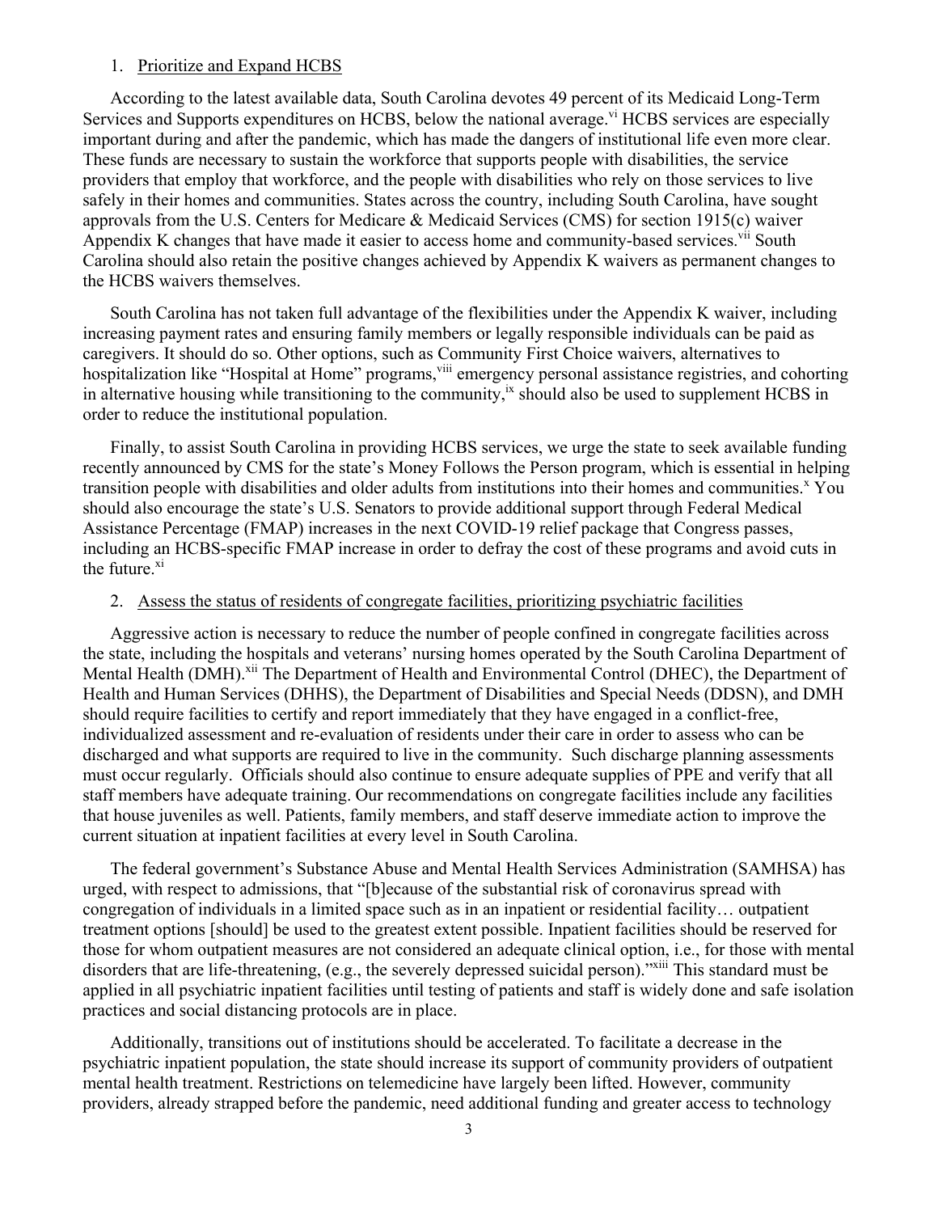1. Prioritize and Expand HCBS

According to the latest available data, South Carolina devotes 49 percent of its Medicaid Long-Term Services and Supports expenditures on HCBS, below the national average.[vi] HCBS services are especially important during and after the pandemic, which has made the dangers of institutional life even more clear. These funds are necessary to sustain the workforce that supports people with disabilities, the service providers that employ that workforce, and the people with disabilities who rely on those services to live safely in their homes and communities. States across the country, including South Carolina, have sought approvals from the U.S. Centers for Medicare & Medicaid Services (CMS) for section 1915(c) waiver Appendix K changes that have made it easier to access home and community-based services.[vii] South Carolina should also retain the positive changes achieved by Appendix K waivers as permanent changes to the HCBS waivers themselves.

South Carolina has not taken full advantage of the flexibilities under the Appendix K waiver, including increasing payment rates and ensuring family members or legally responsible individuals can be paid as caregivers. It should do so. Other options, such as Community First Choice waivers, alternatives to hospitalization like "Hospital at Home" programs,[viii] emergency personal assistance registries, and cohorting in alternative housing while transitioning to the community,[ix] should also be used to supplement HCBS in order to reduce the institutional population.

Finally, to assist South Carolina in providing HCBS services, we urge the state to seek available funding recently announced by CMS for the state's Money Follows the Person program, which is essential in helping transition people with disabilities and older adults from institutions into their homes and communities.[x] You should also encourage the state's U.S. Senators to provide additional support through Federal Medical Assistance Percentage (FMAP) increases in the next COVID-19 relief package that Congress passes, including an HCBS-specific FMAP increase in order to defray the cost of these programs and avoid cuts in the future.[xi]

2. Assess the status of residents of congregate facilities, prioritizing psychiatric facilities

Aggressive action is necessary to reduce the number of people confined in congregate facilities across the state, including the hospitals and veterans' nursing homes operated by the South Carolina Department of Mental Health (DMH).[xii] The Department of Health and Environmental Control (DHEC), the Department of Health and Human Services (DHHS), the Department of Disabilities and Special Needs (DDSN), and DMH should require facilities to certify and report immediately that they have engaged in a conflict-free, individualized assessment and re-evaluation of residents under their care in order to assess who can be discharged and what supports are required to live in the community. Such discharge planning assessments must occur regularly. Officials should also continue to ensure adequate supplies of PPE and verify that all staff members have adequate training. Our recommendations on congregate facilities include any facilities that house juveniles as well. Patients, family members, and staff deserve immediate action to improve the current situation at inpatient facilities at every level in South Carolina.

The federal government's Substance Abuse and Mental Health Services Administration (SAMHSA) has urged, with respect to admissions, that "[b]ecause of the substantial risk of coronavirus spread with congregation of individuals in a limited space such as in an inpatient or residential facility… outpatient treatment options [should] be used to the greatest extent possible. Inpatient facilities should be reserved for those for whom outpatient measures are not considered an adequate clinical option, i.e., for those with mental disorders that are life-threatening, (e.g., the severely depressed suicidal person)."[xiii] This standard must be applied in all psychiatric inpatient facilities until testing of patients and staff is widely done and safe isolation practices and social distancing protocols are in place.

Additionally, transitions out of institutions should be accelerated. To facilitate a decrease in the psychiatric inpatient population, the state should increase its support of community providers of outpatient mental health treatment. Restrictions on telemedicine have largely been lifted. However, community providers, already strapped before the pandemic, need additional funding and greater access to technology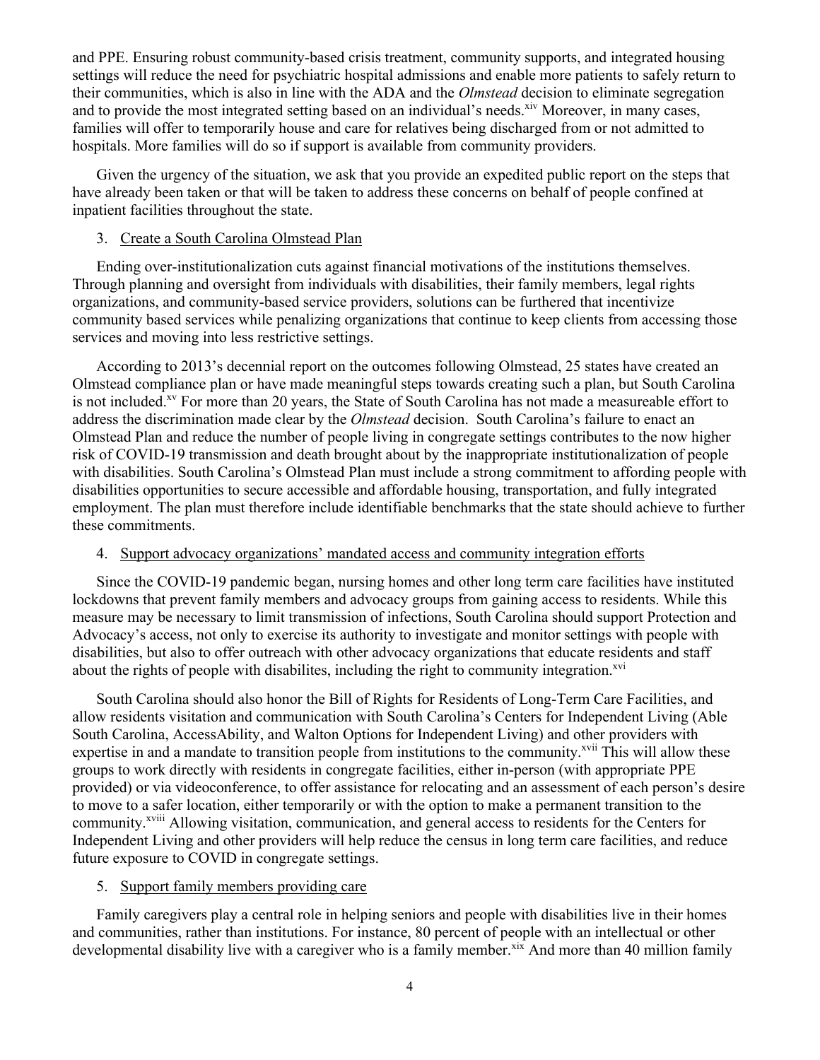and PPE. Ensuring robust community-based crisis treatment, community supports, and integrated housing settings will reduce the need for psychiatric hospital admissions and enable more patients to safely return to their communities, which is also in line with the ADA and the *Olmstead* decision to eliminate segregation and to provide the most integrated setting based on an individual's needs.[xiv] Moreover, in many cases, families will offer to temporarily house and care for relatives being discharged from or not admitted to hospitals. More families will do so if support is available from community providers.

Given the urgency of the situation, we ask that you provide an expedited public report on the steps that have already been taken or that will be taken to address these concerns on behalf of people confined at inpatient facilities throughout the state.

3. <u>Create a South Carolina Olmstead Plan</u>

Ending over-institutionalization cuts against financial motivations of the institutions themselves. Through planning and oversight from individuals with disabilities, their family members, legal rights organizations, and community-based service providers, solutions can be furthered that incentivize community based services while penalizing organizations that continue to keep clients from accessing those services and moving into less restrictive settings.

According to 2013's decennial report on the outcomes following Olmstead, 25 states have created an Olmstead compliance plan or have made meaningful steps towards creating such a plan, but South Carolina is not included.[xv] For more than 20 years, the State of South Carolina has not made a measureable effort to address the discrimination made clear by the *Olmstead* decision. South Carolina's failure to enact an Olmstead Plan and reduce the number of people living in congregate settings contributes to the now higher risk of COVID-19 transmission and death brought about by the inappropriate institutionalization of people with disabilities. South Carolina's Olmstead Plan must include a strong commitment to affording people with disabilities opportunities to secure accessible and affordable housing, transportation, and fully integrated employment. The plan must therefore include identifiable benchmarks that the state should achieve to further these commitments.

4. <u>Support advocacy organizations' mandated access and community integration efforts</u>

Since the COVID-19 pandemic began, nursing homes and other long term care facilities have instituted lockdowns that prevent family members and advocacy groups from gaining access to residents. While this measure may be necessary to limit transmission of infections, South Carolina should support Protection and Advocacy's access, not only to exercise its authority to investigate and monitor settings with people with disabilities, but also to offer outreach with other advocacy organizations that educate residents and staff about the rights of people with disabilites, including the right to community integration.[xvi]

South Carolina should also honor the Bill of Rights for Residents of Long-Term Care Facilities, and allow residents visitation and communication with South Carolina's Centers for Independent Living (Able South Carolina, AccessAbility, and Walton Options for Independent Living) and other providers with expertise in and a mandate to transition people from institutions to the community.[xvii] This will allow these groups to work directly with residents in congregate facilities, either in-person (with appropriate PPE provided) or via videoconference, to offer assistance for relocating and an assessment of each person's desire to move to a safer location, either temporarily or with the option to make a permanent transition to the community.[xviii] Allowing visitation, communication, and general access to residents for the Centers for Independent Living and other providers will help reduce the census in long term care facilities, and reduce future exposure to COVID in congregate settings.

5. <u>Support family members providing care</u>

Family caregivers play a central role in helping seniors and people with disabilities live in their homes and communities, rather than institutions. For instance, 80 percent of people with an intellectual or other developmental disability live with a caregiver who is a family member.[xix] And more than 40 million family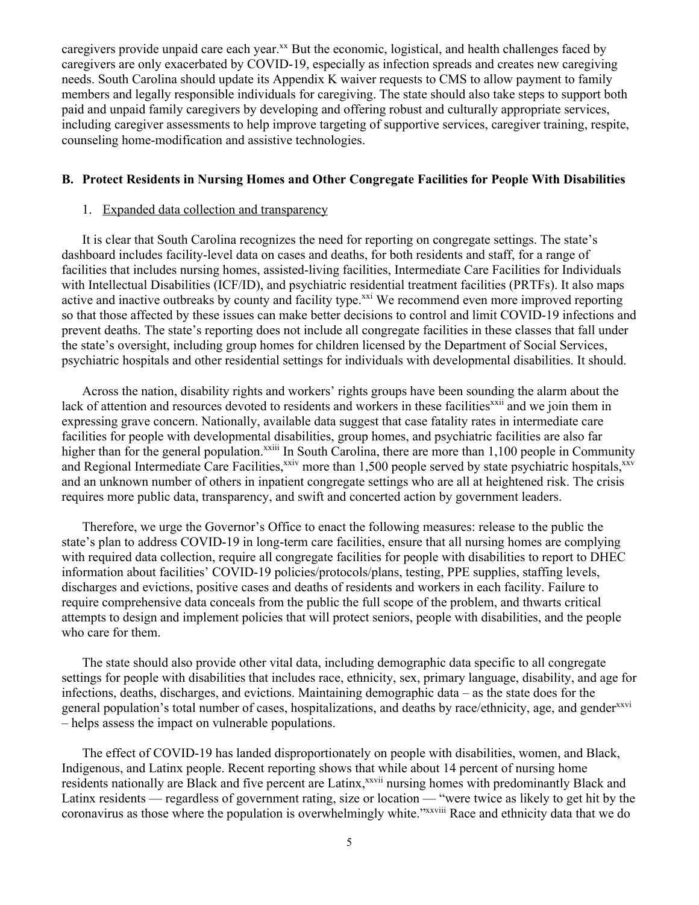caregivers provide unpaid care each year.[xx] But the economic, logistical, and health challenges faced by caregivers are only exacerbated by COVID-19, especially as infection spreads and creates new caregiving needs. South Carolina should update its Appendix K waiver requests to CMS to allow payment to family members and legally responsible individuals for caregiving. The state should also take steps to support both paid and unpaid family caregivers by developing and offering robust and culturally appropriate services, including caregiver assessments to help improve targeting of supportive services, caregiver training, respite, counseling home-modification and assistive technologies.

## B. Protect Residents in Nursing Homes and Other Congregate Facilities for People With Disabilities

1. Expanded data collection and transparency

It is clear that South Carolina recognizes the need for reporting on congregate settings. The state's dashboard includes facility-level data on cases and deaths, for both residents and staff, for a range of facilities that includes nursing homes, assisted-living facilities, Intermediate Care Facilities for Individuals with Intellectual Disabilities (ICF/ID), and psychiatric residential treatment facilities (PRTFs). It also maps active and inactive outbreaks by county and facility type.[xxi] We recommend even more improved reporting so that those affected by these issues can make better decisions to control and limit COVID-19 infections and prevent deaths. The state's reporting does not include all congregate facilities in these classes that fall under the state's oversight, including group homes for children licensed by the Department of Social Services, psychiatric hospitals and other residential settings for individuals with developmental disabilities. It should.

Across the nation, disability rights and workers' rights groups have been sounding the alarm about the lack of attention and resources devoted to residents and workers in these facilities[xxii] and we join them in expressing grave concern. Nationally, available data suggest that case fatality rates in intermediate care facilities for people with developmental disabilities, group homes, and psychiatric facilities are also far higher than for the general population.[xxiii] In South Carolina, there are more than 1,100 people in Community and Regional Intermediate Care Facilities,[xxiv] more than 1,500 people served by state psychiatric hospitals,[xxv] and an unknown number of others in inpatient congregate settings who are all at heightened risk. The crisis requires more public data, transparency, and swift and concerted action by government leaders.

Therefore, we urge the Governor's Office to enact the following measures: release to the public the state's plan to address COVID-19 in long-term care facilities, ensure that all nursing homes are complying with required data collection, require all congregate facilities for people with disabilities to report to DHEC information about facilities' COVID-19 policies/protocols/plans, testing, PPE supplies, staffing levels, discharges and evictions, positive cases and deaths of residents and workers in each facility. Failure to require comprehensive data conceals from the public the full scope of the problem, and thwarts critical attempts to design and implement policies that will protect seniors, people with disabilities, and the people who care for them.

The state should also provide other vital data, including demographic data specific to all congregate settings for people with disabilities that includes race, ethnicity, sex, primary language, disability, and age for infections, deaths, discharges, and evictions. Maintaining demographic data – as the state does for the general population's total number of cases, hospitalizations, and deaths by race/ethnicity, age, and gender[xxvi] – helps assess the impact on vulnerable populations.

The effect of COVID-19 has landed disproportionately on people with disabilities, women, and Black, Indigenous, and Latinx people. Recent reporting shows that while about 14 percent of nursing home residents nationally are Black and five percent are Latinx,[xxvii] nursing homes with predominantly Black and Latinx residents — regardless of government rating, size or location — "were twice as likely to get hit by the coronavirus as those where the population is overwhelmingly white."[xxviii] Race and ethnicity data that we do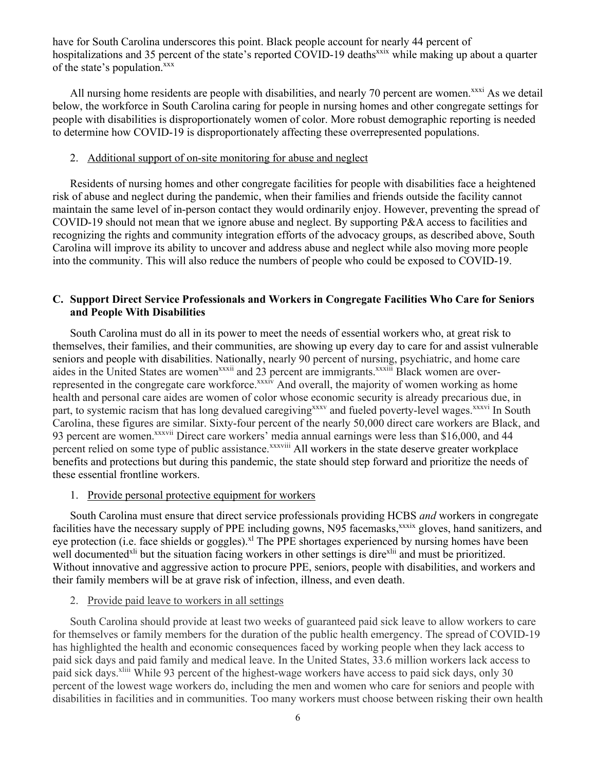have for South Carolina underscores this point. Black people account for nearly 44 percent of hospitalizations and 35 percent of the state's reported COVID-19 deaths[xxix] while making up about a quarter of the state's population.[xxx]

All nursing home residents are people with disabilities, and nearly 70 percent are women.[xxxi] As we detail below, the workforce in South Carolina caring for people in nursing homes and other congregate settings for people with disabilities is disproportionately women of color. More robust demographic reporting is needed to determine how COVID-19 is disproportionately affecting these overrepresented populations.

2. Additional support of on-site monitoring for abuse and neglect

Residents of nursing homes and other congregate facilities for people with disabilities face a heightened risk of abuse and neglect during the pandemic, when their families and friends outside the facility cannot maintain the same level of in-person contact they would ordinarily enjoy. However, preventing the spread of COVID-19 should not mean that we ignore abuse and neglect. By supporting P&A access to facilities and recognizing the rights and community integration efforts of the advocacy groups, as described above, South Carolina will improve its ability to uncover and address abuse and neglect while also moving more people into the community. This will also reduce the numbers of people who could be exposed to COVID-19.

### C. Support Direct Service Professionals and Workers in Congregate Facilities Who Care for Seniors and People With Disabilities

South Carolina must do all in its power to meet the needs of essential workers who, at great risk to themselves, their families, and their communities, are showing up every day to care for and assist vulnerable seniors and people with disabilities. Nationally, nearly 90 percent of nursing, psychiatric, and home care aides in the United States are women[xxxii] and 23 percent are immigrants.[xxxiii] Black women are over-represented in the congregate care workforce.[xxxiv] And overall, the majority of women working as home health and personal care aides are women of color whose economic security is already precarious due, in part, to systemic racism that has long devalued caregiving[xxxv] and fueled poverty-level wages.[xxxvi] In South Carolina, these figures are similar. Sixty-four percent of the nearly 50,000 direct care workers are Black, and 93 percent are women.[xxxvii] Direct care workers' media annual earnings were less than $16,000, and 44 percent relied on some type of public assistance.[xxxviii] All workers in the state deserve greater workplace benefits and protections but during this pandemic, the state should step forward and prioritize the needs of these essential frontline workers.

1. Provide personal protective equipment for workers

South Carolina must ensure that direct service professionals providing HCBS *and* workers in congregate facilities have the necessary supply of PPE including gowns, N95 facemasks,[xxxix] gloves, hand sanitizers, and eye protection (i.e. face shields or goggles).[xl] The PPE shortages experienced by nursing homes have been well documented[xli] but the situation facing workers in other settings is dire[xlii] and must be prioritized. Without innovative and aggressive action to procure PPE, seniors, people with disabilities, and workers and their family members will be at grave risk of infection, illness, and even death.

2. Provide paid leave to workers in all settings

South Carolina should provide at least two weeks of guaranteed paid sick leave to allow workers to care for themselves or family members for the duration of the public health emergency. The spread of COVID-19 has highlighted the health and economic consequences faced by working people when they lack access to paid sick days and paid family and medical leave. In the United States, 33.6 million workers lack access to paid sick days.[xliii] While 93 percent of the highest-wage workers have access to paid sick days, only 30 percent of the lowest wage workers do, including the men and women who care for seniors and people with disabilities in facilities and in communities. Too many workers must choose between risking their own health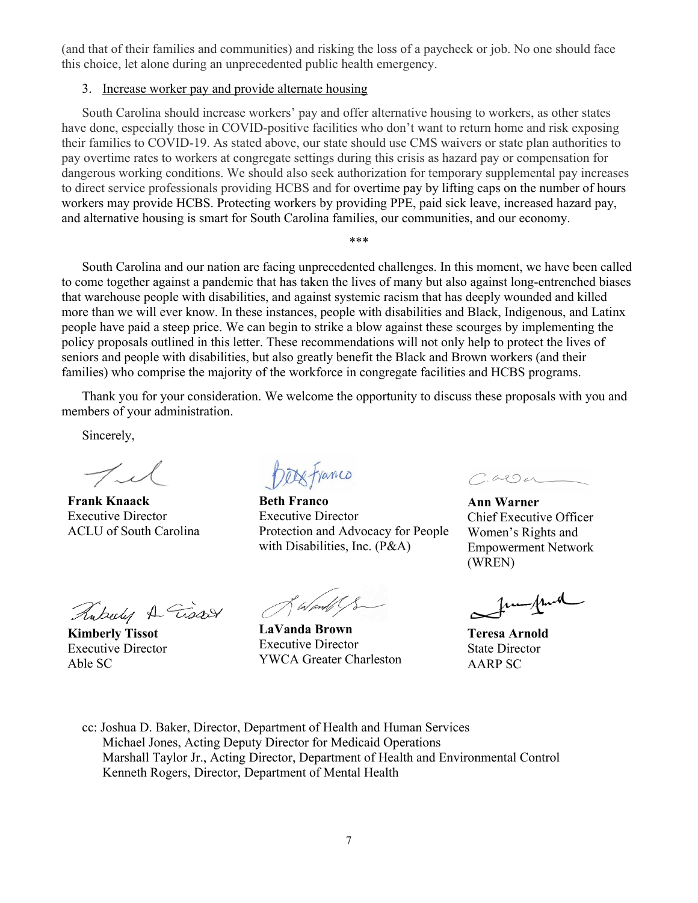(and that of their families and communities) and risking the loss of a paycheck or job. No one should face this choice, let alone during an unprecedented public health emergency.

3. Increase worker pay and provide alternate housing

South Carolina should increase workers' pay and offer alternative housing to workers, as other states have done, especially those in COVID-positive facilities who don't want to return home and risk exposing their families to COVID-19. As stated above, our state should use CMS waivers or state plan authorities to pay overtime rates to workers at congregate settings during this crisis as hazard pay or compensation for dangerous working conditions. We should also seek authorization for temporary supplemental pay increases to direct service professionals providing HCBS and for overtime pay by lifting caps on the number of hours workers may provide HCBS. Protecting workers by providing PPE, paid sick leave, increased hazard pay, and alternative housing is smart for South Carolina families, our communities, and our economy.

\*\*\*

South Carolina and our nation are facing unprecedented challenges. In this moment, we have been called to come together against a pandemic that has taken the lives of many but also against long-entrenched biases that warehouse people with disabilities, and against systemic racism that has deeply wounded and killed more than we will ever know. In these instances, people with disabilities and Black, Indigenous, and Latinx people have paid a steep price. We can begin to strike a blow against these scourges by implementing the policy proposals outlined in this letter. These recommendations will not only help to protect the lives of seniors and people with disabilities, but also greatly benefit the Black and Brown workers (and their families) who comprise the majority of the workforce in congregate facilities and HCBS programs.

Thank you for your consideration. We welcome the opportunity to discuss these proposals with you and members of your administration.

Sincerely,

**Frank Knaack**
Executive Director
ACLU of South Carolina

**Beth Franco**
Executive Director
Protection and Advocacy for People with Disabilities, Inc. (P&A)

**Ann Warner**
Chief Executive Officer
Women's Rights and Empowerment Network (WREN)

**Kimberly Tissot**
Executive Director
Able SC

**LaVanda Brown**
Executive Director
YWCA Greater Charleston

**Teresa Arnold**
State Director
AARP SC

cc: Joshua D. Baker, Director, Department of Health and Human Services
Michael Jones, Acting Deputy Director for Medicaid Operations
Marshall Taylor Jr., Acting Director, Department of Health and Environmental Control
Kenneth Rogers, Director, Department of Mental Health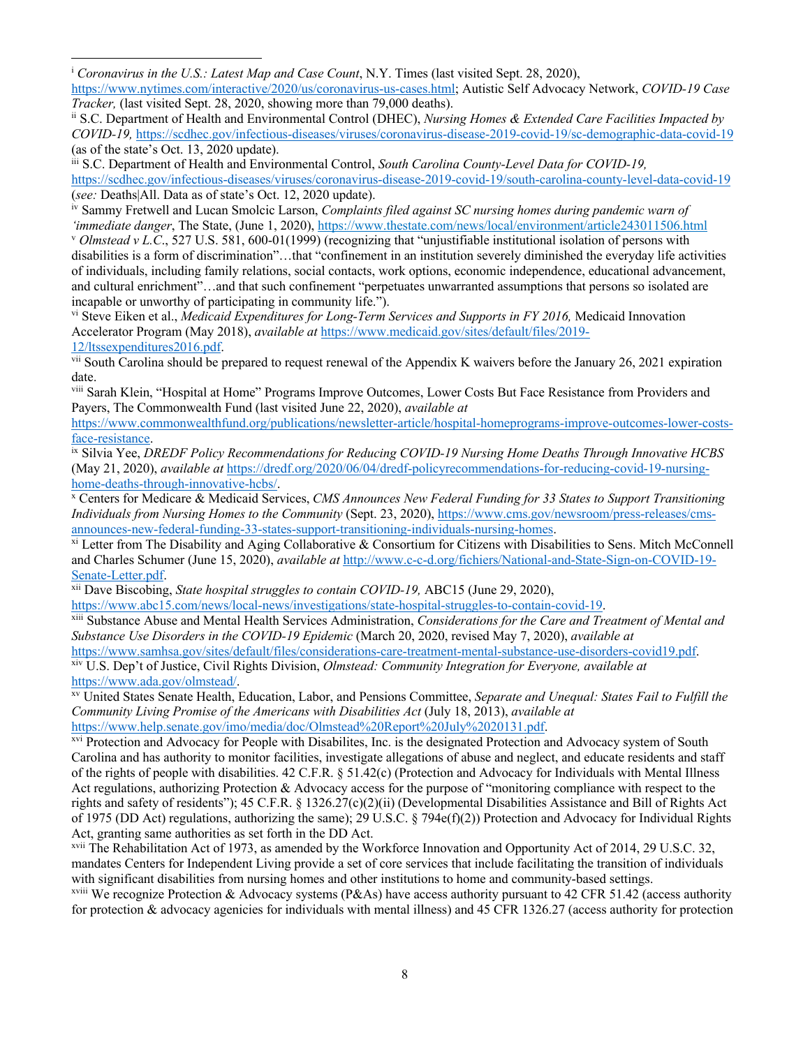---

[i] *Coronavirus in the U.S.: Latest Map and Case Count*, N.Y. Times (last visited Sept. 28, 2020), https://www.nytimes.com/interactive/2020/us/coronavirus-us-cases.html; Autistic Self Advocacy Network, *COVID-19 Case Tracker,* (last visited Sept. 28, 2020, showing more than 79,000 deaths).

[ii] S.C. Department of Health and Environmental Control (DHEC), *Nursing Homes & Extended Care Facilities Impacted by COVID-19,* https://scdhec.gov/infectious-diseases/viruses/coronavirus-disease-2019-covid-19/sc-demographic-data-covid-19 (as of the state's Oct. 13, 2020 update).

[iii] S.C. Department of Health and Environmental Control, *South Carolina County-Level Data for COVID-19,* https://scdhec.gov/infectious-diseases/viruses/coronavirus-disease-2019-covid-19/south-carolina-county-level-data-covid-19 (*see:* Deaths|All. Data as of state's Oct. 12, 2020 update).

[iv] Sammy Fretwell and Lucan Smolcic Larson, *Complaints filed against SC nursing homes during pandemic warn of 'immediate danger*, The State, (June 1, 2020), https://www.thestate.com/news/local/environment/article243011506.html

[v] *Olmstead v L.C*., 527 U.S. 581, 600-01(1999) (recognizing that "unjustifiable institutional isolation of persons with disabilities is a form of discrimination"…that "confinement in an institution severely diminished the everyday life activities of individuals, including family relations, social contacts, work options, economic independence, educational advancement, and cultural enrichment"…and that such confinement "perpetuates unwarranted assumptions that persons so isolated are incapable or unworthy of participating in community life.").

[vi] Steve Eiken et al., *Medicaid Expenditures for Long-Term Services and Supports in FY 2016,* Medicaid Innovation Accelerator Program (May 2018), *available at* https://www.medicaid.gov/sites/default/files/2019-12/ltssexpenditures2016.pdf.

[vii] South Carolina should be prepared to request renewal of the Appendix K waivers before the January 26, 2021 expiration date.

[viii] Sarah Klein, "Hospital at Home" Programs Improve Outcomes, Lower Costs But Face Resistance from Providers and Payers, The Commonwealth Fund (last visited June 22, 2020), *available at* https://www.commonwealthfund.org/publications/newsletter-article/hospital-homeprograms-improve-outcomes-lower-costs-face-resistance.

[ix] Silvia Yee, *DREDF Policy Recommendations for Reducing COVID-19 Nursing Home Deaths Through Innovative HCBS* (May 21, 2020), *available at* https://dredf.org/2020/06/04/dredf-policyrecommendations-for-reducing-covid-19-nursing-home-deaths-through-innovative-hcbs/.

[x] Centers for Medicare & Medicaid Services, *CMS Announces New Federal Funding for 33 States to Support Transitioning Individuals from Nursing Homes to the Community* (Sept. 23, 2020), https://www.cms.gov/newsroom/press-releases/cms-announces-new-federal-funding-33-states-support-transitioning-individuals-nursing-homes.

[xi] Letter from The Disability and Aging Collaborative & Consortium for Citizens with Disabilities to Sens. Mitch McConnell and Charles Schumer (June 15, 2020), *available at* http://www.c-c-d.org/fichiers/National-and-State-Sign-on-COVID-19-Senate-Letter.pdf.

[xii] Dave Biscobing, *State hospital struggles to contain COVID-19,* ABC15 (June 29, 2020), https://www.abc15.com/news/local-news/investigations/state-hospital-struggles-to-contain-covid-19.

[xiii] Substance Abuse and Mental Health Services Administration, *Considerations for the Care and Treatment of Mental and Substance Use Disorders in the COVID-19 Epidemic* (March 20, 2020, revised May 7, 2020), *available at* https://www.samhsa.gov/sites/default/files/considerations-care-treatment-mental-substance-use-disorders-covid19.pdf.

[xiv] U.S. Dep't of Justice, Civil Rights Division, *Olmstead: Community Integration for Everyone, available at* https://www.ada.gov/olmstead/.

[xv] United States Senate Health, Education, Labor, and Pensions Committee, *Separate and Unequal: States Fail to Fulfill the Community Living Promise of the Americans with Disabilities Act* (July 18, 2013), *available at* https://www.help.senate.gov/imo/media/doc/Olmstead%20Report%20July%2020131.pdf.

[xvi] Protection and Advocacy for People with Disabilites, Inc. is the designated Protection and Advocacy system of South Carolina and has authority to monitor facilities, investigate allegations of abuse and neglect, and educate residents and staff of the rights of people with disabilities. 42 C.F.R. § 51.42(c) (Protection and Advocacy for Individuals with Mental Illness Act regulations, authorizing Protection & Advocacy access for the purpose of "monitoring compliance with respect to the rights and safety of residents"); 45 C.F.R. § 1326.27(c)(2)(ii) (Developmental Disabilities Assistance and Bill of Rights Act of 1975 (DD Act) regulations, authorizing the same); 29 U.S.C. § 794e(f)(2)) Protection and Advocacy for Individual Rights Act, granting same authorities as set forth in the DD Act.

[xvii] The Rehabilitation Act of 1973, as amended by the Workforce Innovation and Opportunity Act of 2014, 29 U.S.C. 32, mandates Centers for Independent Living provide a set of core services that include facilitating the transition of individuals with significant disabilities from nursing homes and other institutions to home and community-based settings.

[xviii] We recognize Protection & Advocacy systems (P&As) have access authority pursuant to 42 CFR 51.42 (access authority for protection & advocacy agenicies for individuals with mental illness) and 45 CFR 1326.27 (access authority for protection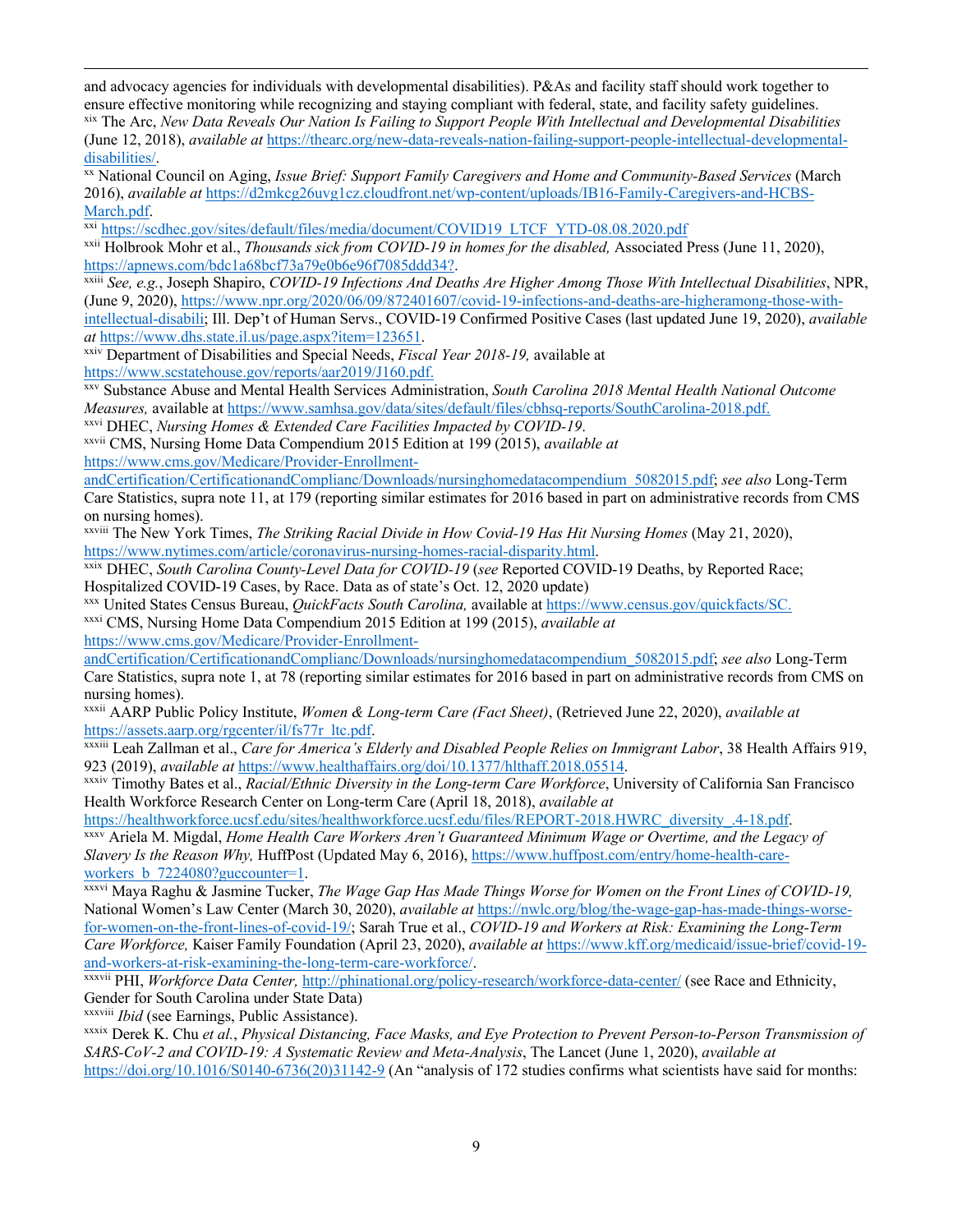and advocacy agencies for individuals with developmental disabilities). P&As and facility staff should work together to ensure effective monitoring while recognizing and staying compliant with federal, state, and facility safety guidelines.

[xix] The Arc, *New Data Reveals Our Nation Is Failing to Support People With Intellectual and Developmental Disabilities* (June 12, 2018), *available at* https://thearc.org/new-data-reveals-nation-failing-support-people-intellectual-developmental-disabilities/.

[xx] National Council on Aging, *Issue Brief: Support Family Caregivers and Home and Community-Based Services* (March 2016), *available at* https://d2mkcg26uvg1cz.cloudfront.net/wp-content/uploads/IB16-Family-Caregivers-and-HCBS-March.pdf.

[xxi] https://scdhec.gov/sites/default/files/media/document/COVID19_LTCF_YTD-08.08.2020.pdf

[xxii] Holbrook Mohr et al., *Thousands sick from COVID-19 in homes for the disabled,* Associated Press (June 11, 2020), https://apnews.com/bdc1a68bcf73a79e0b6e96f7085ddd34?.

[xxiii] *See, e.g.*, Joseph Shapiro, *COVID-19 Infections And Deaths Are Higher Among Those With Intellectual Disabilities*, NPR, (June 9, 2020), https://www.npr.org/2020/06/09/872401607/covid-19-infections-and-deaths-are-higheramong-those-with-intellectual-disabili; Ill. Dep't of Human Servs., COVID-19 Confirmed Positive Cases (last updated June 19, 2020), *available at* https://www.dhs.state.il.us/page.aspx?item=123651.

[xxiv] Department of Disabilities and Special Needs, *Fiscal Year 2018-19,* available at https://www.scstatehouse.gov/reports/aar2019/J160.pdf.

[xxv] Substance Abuse and Mental Health Services Administration, *South Carolina 2018 Mental Health National Outcome Measures,* available at https://www.samhsa.gov/data/sites/default/files/cbhsq-reports/SouthCarolina-2018.pdf.

[xxvi] DHEC, *Nursing Homes & Extended Care Facilities Impacted by COVID-19*.

[xxvii] CMS, Nursing Home Data Compendium 2015 Edition at 199 (2015), *available at* https://www.cms.gov/Medicare/Provider-Enrollment-andCertification/CertificationandComplianc/Downloads/nursinghomedatacompendium_5082015.pdf; *see also* Long-Term Care Statistics, supra note 11, at 179 (reporting similar estimates for 2016 based in part on administrative records from CMS on nursing homes).

[xxviii] The New York Times, *The Striking Racial Divide in How Covid-19 Has Hit Nursing Homes* (May 21, 2020), https://www.nytimes.com/article/coronavirus-nursing-homes-racial-disparity.html.

[xxix] DHEC, *South Carolina County-Level Data for COVID-19* (*see* Reported COVID-19 Deaths, by Reported Race; Hospitalized COVID-19 Cases, by Race. Data as of state's Oct. 12, 2020 update)

[xxx] United States Census Bureau, *QuickFacts South Carolina,* available at https://www.census.gov/quickfacts/SC.

[xxxi] CMS, Nursing Home Data Compendium 2015 Edition at 199 (2015), *available at* https://www.cms.gov/Medicare/Provider-Enrollment-andCertification/CertificationandComplianc/Downloads/nursinghomedatacompendium_5082015.pdf; *see also* Long-Term Care Statistics, supra note 1, at 78 (reporting similar estimates for 2016 based in part on administrative records from CMS on nursing homes).

[xxxii] AARP Public Policy Institute, *Women & Long-term Care (Fact Sheet)*, (Retrieved June 22, 2020), *available at* https://assets.aarp.org/rgcenter/il/fs77r_ltc.pdf.

[xxxiii] Leah Zallman et al., *Care for America's Elderly and Disabled People Relies on Immigrant Labor*, 38 Health Affairs 919, 923 (2019), *available at* https://www.healthaffairs.org/doi/10.1377/hlthaff.2018.05514.

[xxxiv] Timothy Bates et al., *Racial/Ethnic Diversity in the Long-term Care Workforce*, University of California San Francisco Health Workforce Research Center on Long-term Care (April 18, 2018), *available at* https://healthworkforce.ucsf.edu/sites/healthworkforce.ucsf.edu/files/REPORT-2018.HWRC_diversity_.4-18.pdf.

[xxxv] Ariela M. Migdal, *Home Health Care Workers Aren't Guaranteed Minimum Wage or Overtime, and the Legacy of Slavery Is the Reason Why,* HuffPost (Updated May 6, 2016), https://www.huffpost.com/entry/home-health-care-workers_b_7224080?guccounter=1.

[xxxvi] Maya Raghu & Jasmine Tucker, *The Wage Gap Has Made Things Worse for Women on the Front Lines of COVID-19,* National Women's Law Center (March 30, 2020), *available at* https://nwlc.org/blog/the-wage-gap-has-made-things-worse-for-women-on-the-front-lines-of-covid-19/; Sarah True et al., *COVID-19 and Workers at Risk: Examining the Long-Term Care Workforce,* Kaiser Family Foundation (April 23, 2020), *available at* https://www.kff.org/medicaid/issue-brief/covid-19-and-workers-at-risk-examining-the-long-term-care-workforce/.

[xxxvii] PHI, *Workforce Data Center,* http://phinational.org/policy-research/workforce-data-center/ (see Race and Ethnicity, Gender for South Carolina under State Data)

[xxxviii] *Ibid* (see Earnings, Public Assistance).

[xxxix] Derek K. Chu *et al.*, *Physical Distancing, Face Masks, and Eye Protection to Prevent Person-to-Person Transmission of SARS-CoV-2 and COVID-19: A Systematic Review and Meta-Analysis*, The Lancet (June 1, 2020), *available at* https://doi.org/10.1016/S0140-6736(20)31142-9 (An "analysis of 172 studies confirms what scientists have said for months: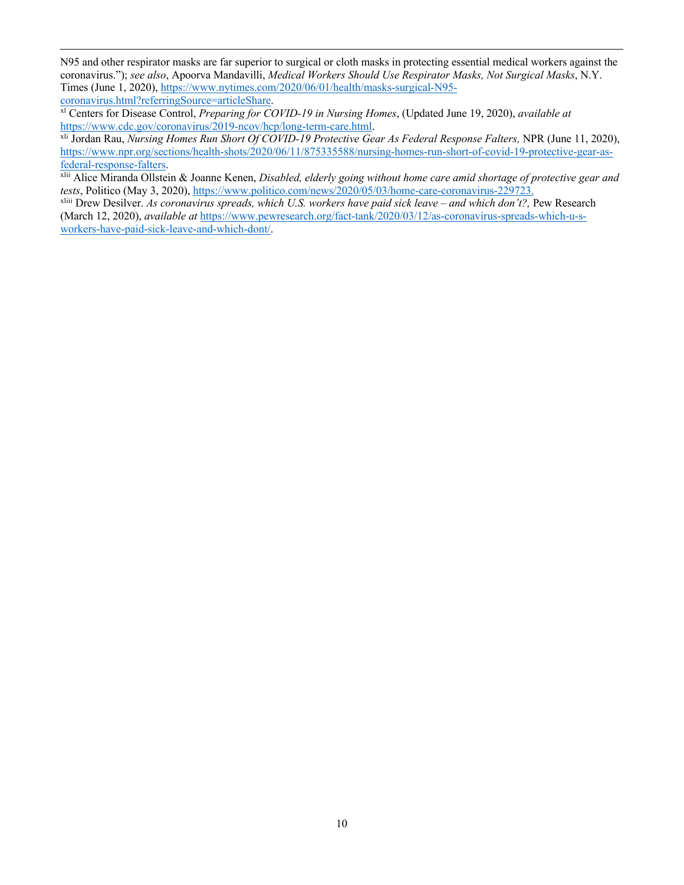N95 and other respirator masks are far superior to surgical or cloth masks in protecting essential medical workers against the coronavirus."); *see also*, Apoorva Mandavilli, *Medical Workers Should Use Respirator Masks, Not Surgical Masks*, N.Y. Times (June 1, 2020), https://www.nytimes.com/2020/06/01/health/masks-surgical-N95-coronavirus.html?referringSource=articleShare.

[xl] Centers for Disease Control, *Preparing for COVID-19 in Nursing Homes*, (Updated June 19, 2020), *available at* https://www.cdc.gov/coronavirus/2019-ncov/hcp/long-term-care.html.

[xli] Jordan Rau, *Nursing Homes Run Short Of COVID-19 Protective Gear As Federal Response Falters,* NPR (June 11, 2020), https://www.npr.org/sections/health-shots/2020/06/11/875335588/nursing-homes-run-short-of-covid-19-protective-gear-as-federal-response-falters.

[xlii] Alice Miranda Ollstein & Joanne Kenen, *Disabled, elderly going without home care amid shortage of protective gear and tests*, Politico (May 3, 2020), https://www.politico.com/news/2020/05/03/home-care-coronavirus-229723.

[xliii] Drew Desilver. *As coronavirus spreads, which U.S. workers have paid sick leave – and which don't?,* Pew Research (March 12, 2020), *available at* https://www.pewresearch.org/fact-tank/2020/03/12/as-coronavirus-spreads-which-u-s-workers-have-paid-sick-leave-and-which-dont/.